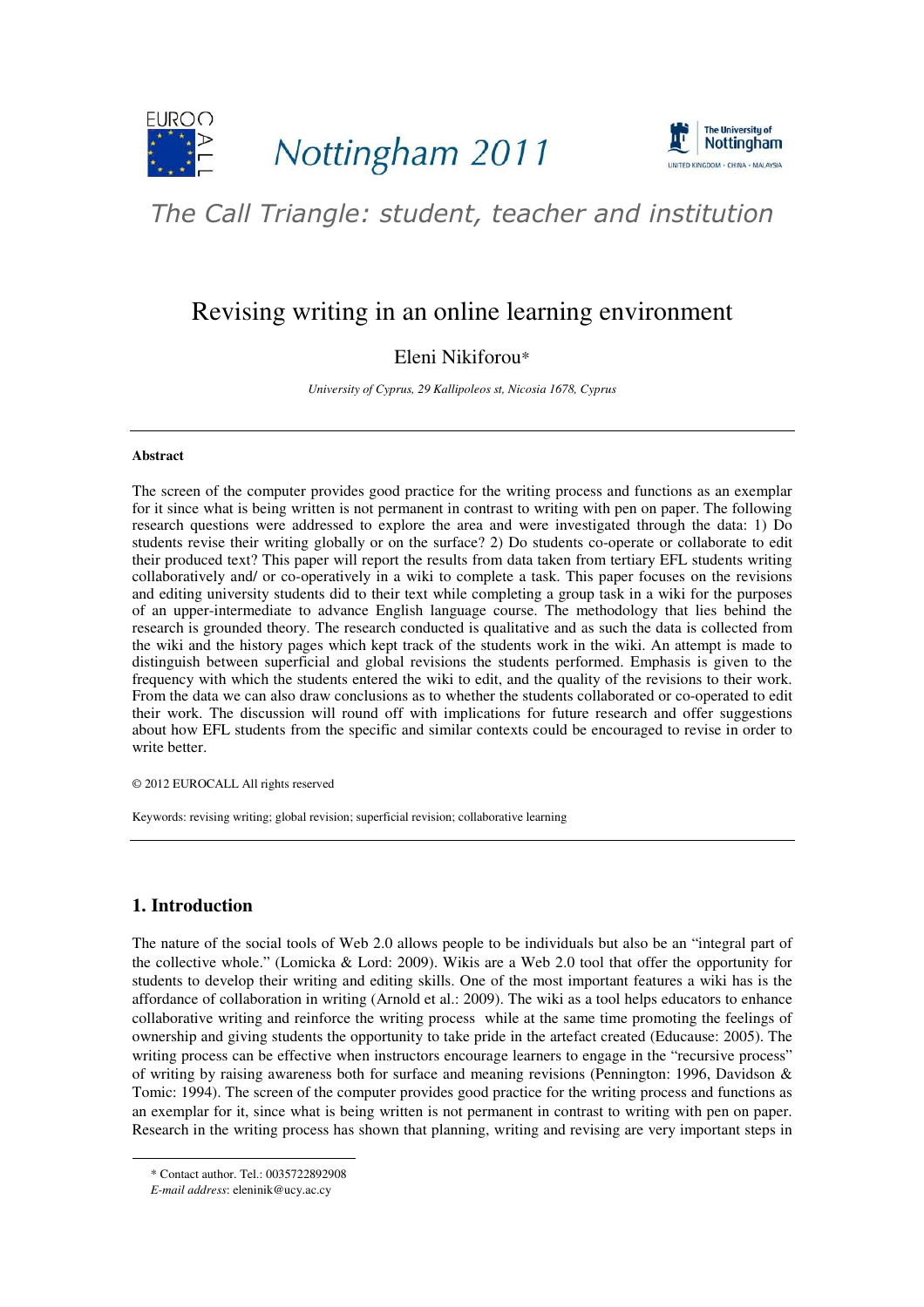# Revising writing in an online learning environment

Eleni Nikiforou*

*University of Cyprus, 29 Kallipoleos st, Nicosia 1678, Cyprus*

---

**Abstract**

The screen of the computer provides good practice for the writing process and functions as an exemplar for it since what is being written is not permanent in contrast to writing with pen on paper. The following research questions were addressed to explore the area and were investigated through the data: 1) Do students revise their writing globally or on the surface? 2) Do students co-operate or collaborate to edit their produced text? This paper will report the results from data taken from tertiary EFL students writing collaboratively and/ or co-operatively in a wiki to complete a task. This paper focuses on the revisions and editing university students did to their text while completing a group task in a wiki for the purposes of an upper-intermediate to advance English language course. The methodology that lies behind the research is grounded theory. The research conducted is qualitative and as such the data is collected from the wiki and the history pages which kept track of the students work in the wiki. An attempt is made to distinguish between superficial and global revisions the students performed. Emphasis is given to the frequency with which the students entered the wiki to edit, and the quality of the revisions to their work. From the data we can also draw conclusions as to whether the students collaborated or co-operated to edit their work. The discussion will round off with implications for future research and offer suggestions about how EFL students from the specific and similar contexts could be encouraged to revise in order to write better.

© 2012 EUROCALL All rights reserved

Keywords: revising writing; global revision; superficial revision; collaborative learning

---

## 1. Introduction

The nature of the social tools of Web 2.0 allows people to be individuals but also be an "integral part of the collective whole." (Lomicka & Lord: 2009). Wikis are a Web 2.0 tool that offer the opportunity for students to develop their writing and editing skills. One of the most important features a wiki has is the affordance of collaboration in writing (Arnold et al.: 2009). The wiki as a tool helps educators to enhance collaborative writing and reinforce the writing process while at the same time promoting the feelings of ownership and giving students the opportunity to take pride in the artefact created (Educause: 2005). The writing process can be effective when instructors encourage learners to engage in the "recursive process" of writing by raising awareness both for surface and meaning revisions (Pennington: 1996, Davidson & Tomic: 1994). The screen of the computer provides good practice for the writing process and functions as an exemplar for it, since what is being written is not permanent in contrast to writing with pen on paper. Research in the writing process has shown that planning, writing and revising are very important steps in

---

* Contact author. Tel.: 0035722892908
*E-mail address*: eleninik@ucy.ac.cy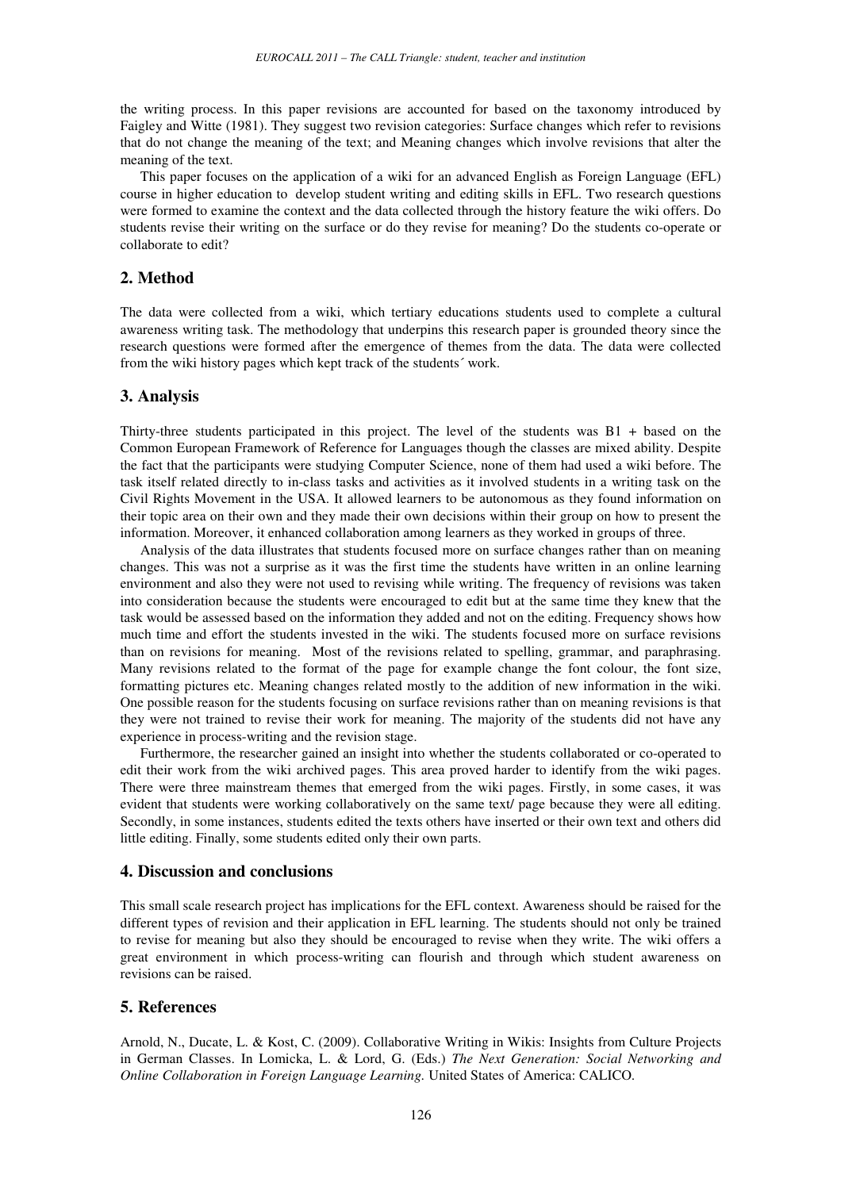the writing process. In this paper revisions are accounted for based on the taxonomy introduced by Faigley and Witte (1981). They suggest two revision categories: Surface changes which refer to revisions that do not change the meaning of the text; and Meaning changes which involve revisions that alter the meaning of the text.

This paper focuses on the application of a wiki for an advanced English as Foreign Language (EFL) course in higher education to develop student writing and editing skills in EFL. Two research questions were formed to examine the context and the data collected through the history feature the wiki offers. Do students revise their writing on the surface or do they revise for meaning? Do the students co-operate or collaborate to edit?

## 2. Method

The data were collected from a wiki, which tertiary educations students used to complete a cultural awareness writing task. The methodology that underpins this research paper is grounded theory since the research questions were formed after the emergence of themes from the data. The data were collected from the wiki history pages which kept track of the students´ work.

## 3. Analysis

Thirty-three students participated in this project. The level of the students was B1 + based on the Common European Framework of Reference for Languages though the classes are mixed ability. Despite the fact that the participants were studying Computer Science, none of them had used a wiki before. The task itself related directly to in-class tasks and activities as it involved students in a writing task on the Civil Rights Movement in the USA. It allowed learners to be autonomous as they found information on their topic area on their own and they made their own decisions within their group on how to present the information. Moreover, it enhanced collaboration among learners as they worked in groups of three.

Analysis of the data illustrates that students focused more on surface changes rather than on meaning changes. This was not a surprise as it was the first time the students have written in an online learning environment and also they were not used to revising while writing. The frequency of revisions was taken into consideration because the students were encouraged to edit but at the same time they knew that the task would be assessed based on the information they added and not on the editing. Frequency shows how much time and effort the students invested in the wiki. The students focused more on surface revisions than on revisions for meaning. Most of the revisions related to spelling, grammar, and paraphrasing. Many revisions related to the format of the page for example change the font colour, the font size, formatting pictures etc. Meaning changes related mostly to the addition of new information in the wiki. One possible reason for the students focusing on surface revisions rather than on meaning revisions is that they were not trained to revise their work for meaning. The majority of the students did not have any experience in process-writing and the revision stage.

Furthermore, the researcher gained an insight into whether the students collaborated or co-operated to edit their work from the wiki archived pages. This area proved harder to identify from the wiki pages. There were three mainstream themes that emerged from the wiki pages. Firstly, in some cases, it was evident that students were working collaboratively on the same text/ page because they were all editing. Secondly, in some instances, students edited the texts others have inserted or their own text and others did little editing. Finally, some students edited only their own parts.

## 4. Discussion and conclusions

This small scale research project has implications for the EFL context. Awareness should be raised for the different types of revision and their application in EFL learning. The students should not only be trained to revise for meaning but also they should be encouraged to revise when they write. The wiki offers a great environment in which process-writing can flourish and through which student awareness on revisions can be raised.

## 5. References

Arnold, N., Ducate, L. & Kost, C. (2009). Collaborative Writing in Wikis: Insights from Culture Projects in German Classes. In Lomicka, L. & Lord, G. (Eds.) *The Next Generation: Social Networking and Online Collaboration in Foreign Language Learning.* United States of America: CALICO.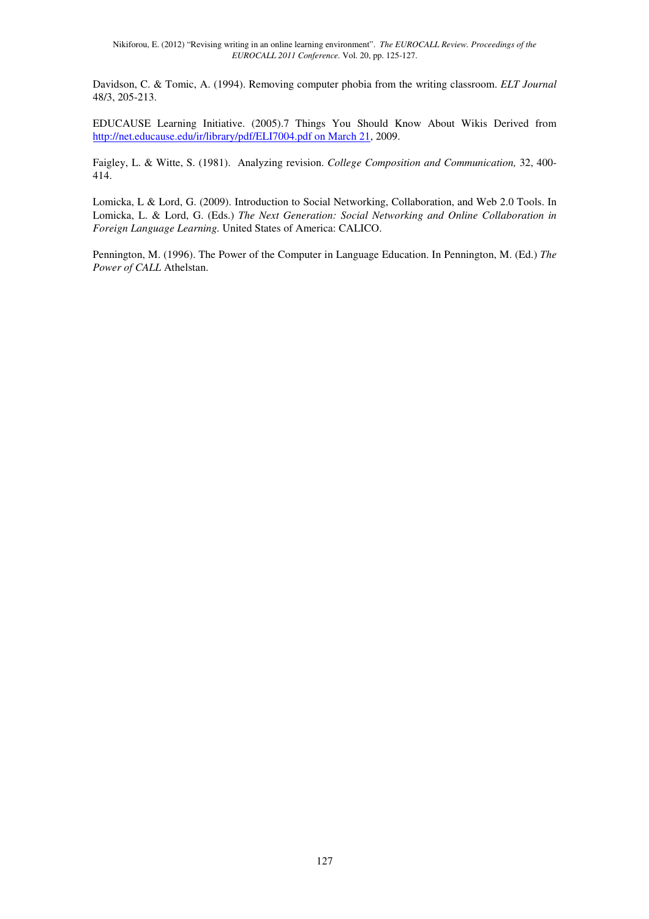Davidson, C. & Tomic, A. (1994). Removing computer phobia from the writing classroom. *ELT Journal* 48/3, 205-213.

EDUCAUSE Learning Initiative. (2005).7 Things You Should Know About Wikis Derived from http://net.educause.edu/ir/library/pdf/ELI7004.pdf on March 21, 2009.

Faigley, L. & Witte, S. (1981). Analyzing revision. *College Composition and Communication,* 32, 400-414.

Lomicka, L & Lord, G. (2009). Introduction to Social Networking, Collaboration, and Web 2.0 Tools. In Lomicka, L. & Lord, G. (Eds.) *The Next Generation: Social Networking and Online Collaboration in Foreign Language Learning.* United States of America: CALICO.

Pennington, M. (1996). The Power of the Computer in Language Education. In Pennington, M. (Ed.) *The Power of CALL* Athelstan.